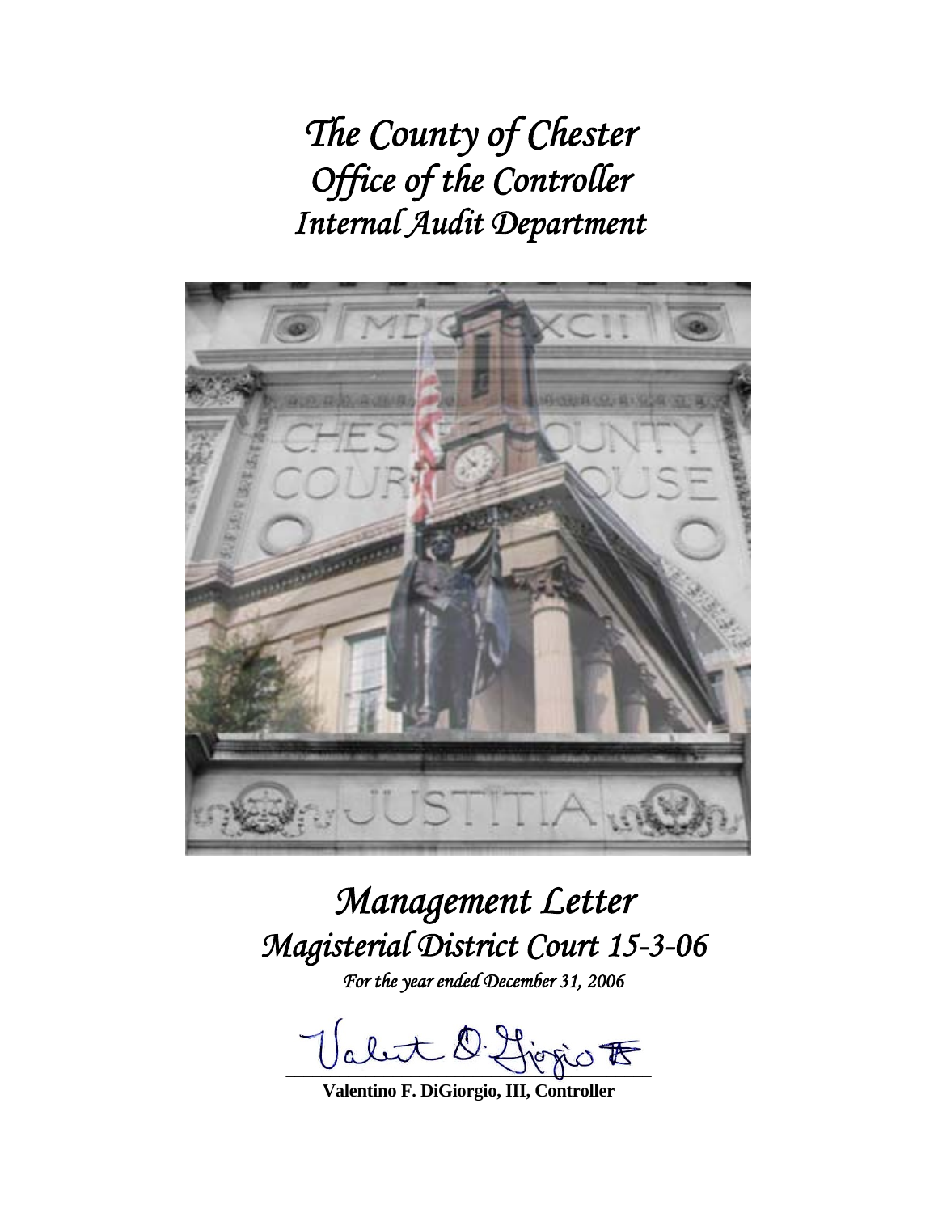# *The County of Chester*
# *Office of the Controller*
# *Internal Audit Department*

# *Management Letter*
# *Magisterial District Court 15-3-06*

*For the year ended December 31, 2006*

**Valentino F. DiGiorgio, III, Controller**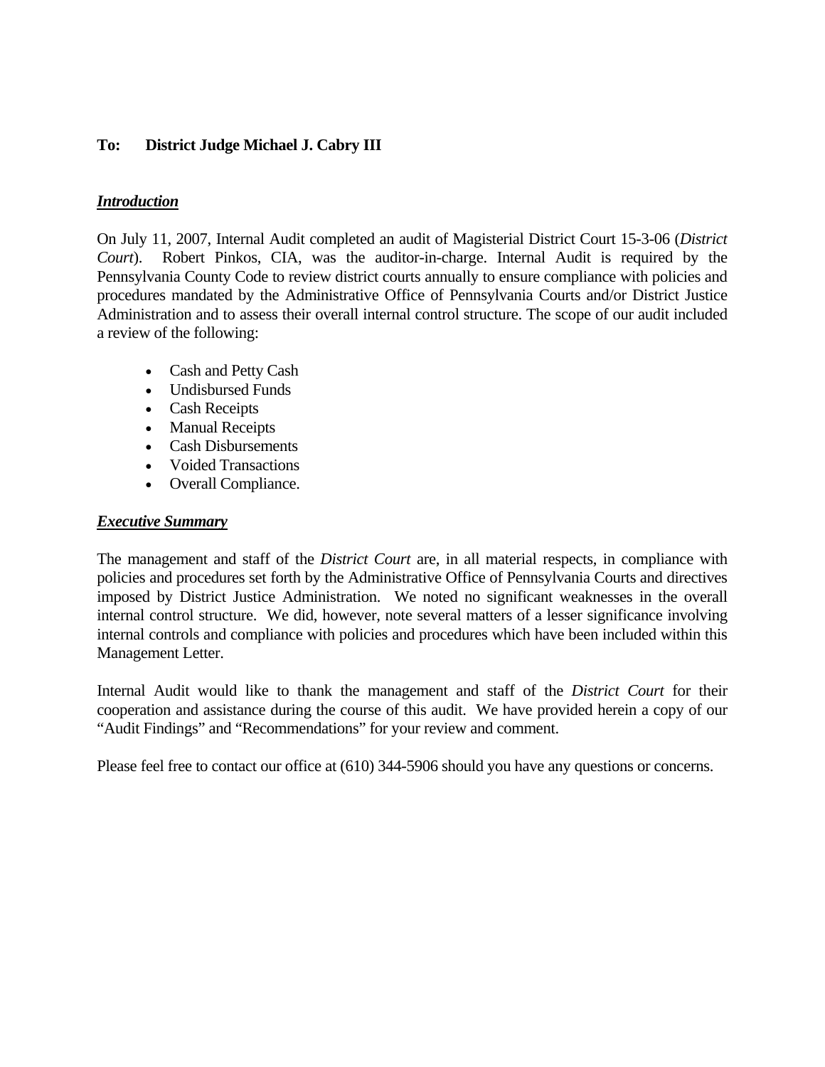**To: District Judge Michael J. Cabry III**

***Introduction***

On July 11, 2007, Internal Audit completed an audit of Magisterial District Court 15-3-06 (*District Court*). Robert Pinkos, CIA, was the auditor-in-charge. Internal Audit is required by the Pennsylvania County Code to review district courts annually to ensure compliance with policies and procedures mandated by the Administrative Office of Pennsylvania Courts and/or District Justice Administration and to assess their overall internal control structure. The scope of our audit included a review of the following:

- Cash and Petty Cash
- Undisbursed Funds
- Cash Receipts
- Manual Receipts
- Cash Disbursements
- Voided Transactions
- Overall Compliance.

***Executive Summary***

The management and staff of the *District Court* are, in all material respects, in compliance with policies and procedures set forth by the Administrative Office of Pennsylvania Courts and directives imposed by District Justice Administration. We noted no significant weaknesses in the overall internal control structure. We did, however, note several matters of a lesser significance involving internal controls and compliance with policies and procedures which have been included within this Management Letter.

Internal Audit would like to thank the management and staff of the *District Court* for their cooperation and assistance during the course of this audit. We have provided herein a copy of our "Audit Findings" and "Recommendations" for your review and comment.

Please feel free to contact our office at (610) 344-5906 should you have any questions or concerns.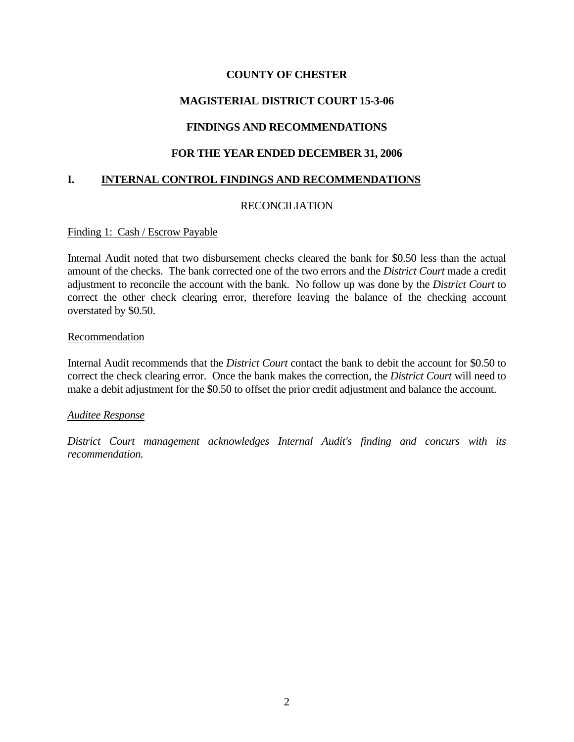# COUNTY OF CHESTER

## MAGISTERIAL DISTRICT COURT 15-3-06

## FINDINGS AND RECOMMENDATIONS

## FOR THE YEAR ENDED DECEMBER 31, 2006

## I. INTERNAL CONTROL FINDINGS AND RECOMMENDATIONS

### RECONCILIATION

Finding 1: Cash / Escrow Payable

Internal Audit noted that two disbursement checks cleared the bank for $0.50 less than the actual amount of the checks. The bank corrected one of the two errors and the *District Court* made a credit adjustment to reconcile the account with the bank. No follow up was done by the *District Court* to correct the other check clearing error, therefore leaving the balance of the checking account overstated by $0.50.

Recommendation

Internal Audit recommends that the *District Court* contact the bank to debit the account for $0.50 to correct the check clearing error. Once the bank makes the correction, the *District Court* will need to make a debit adjustment for the $0.50 to offset the prior credit adjustment and balance the account.

*Auditee Response*

*District Court management acknowledges Internal Audit's finding and concurs with its recommendation.*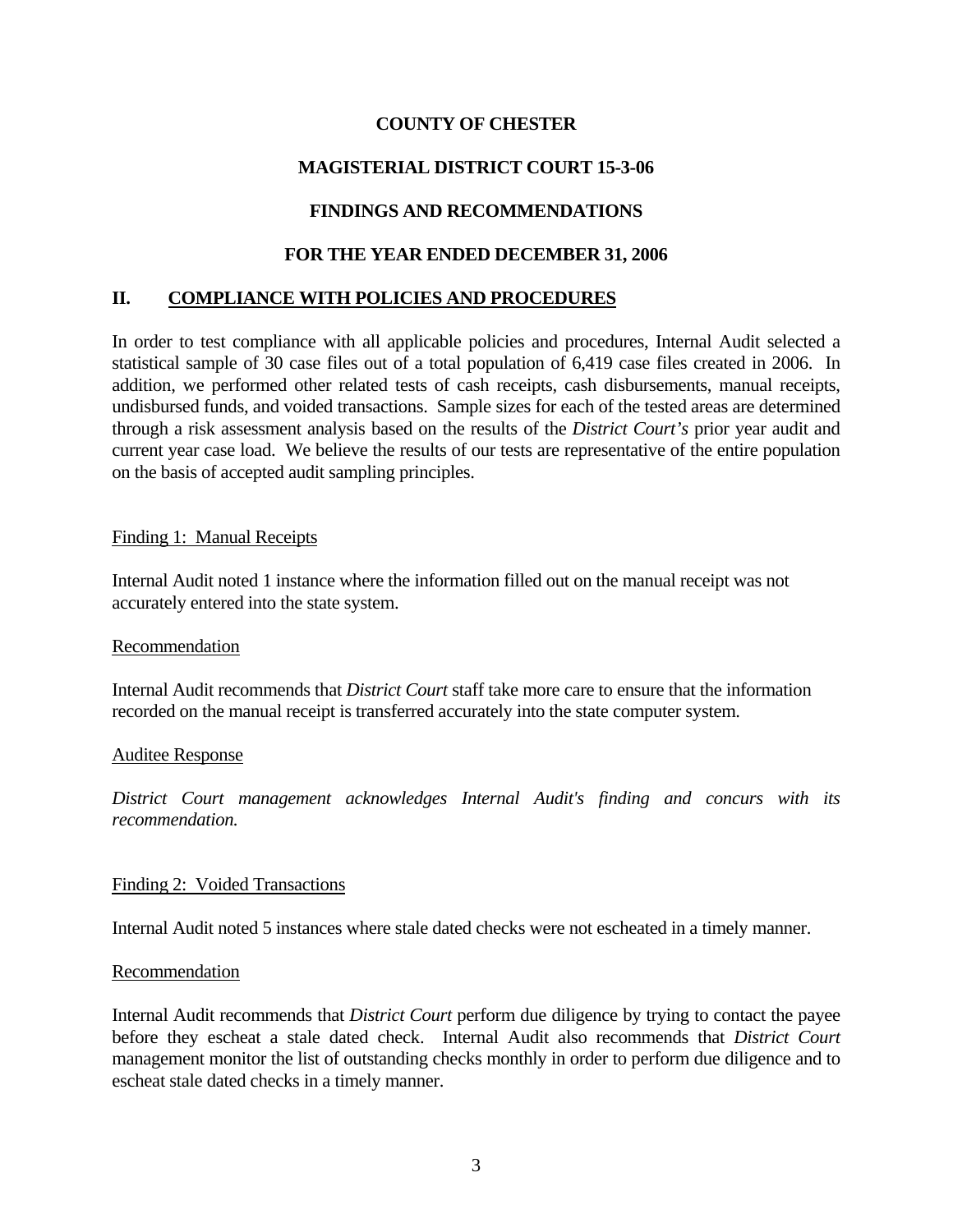**COUNTY OF CHESTER**

**MAGISTERIAL DISTRICT COURT 15-3-06**

**FINDINGS AND RECOMMENDATIONS**

**FOR THE YEAR ENDED DECEMBER 31, 2006**

## II. COMPLIANCE WITH POLICIES AND PROCEDURES

In order to test compliance with all applicable policies and procedures, Internal Audit selected a statistical sample of 30 case files out of a total population of 6,419 case files created in 2006. In addition, we performed other related tests of cash receipts, cash disbursements, manual receipts, undisbursed funds, and voided transactions. Sample sizes for each of the tested areas are determined through a risk assessment analysis based on the results of the *District Court's* prior year audit and current year case load. We believe the results of our tests are representative of the entire population on the basis of accepted audit sampling principles.

Finding 1: Manual Receipts

Internal Audit noted 1 instance where the information filled out on the manual receipt was not accurately entered into the state system.

Recommendation

Internal Audit recommends that *District Court* staff take more care to ensure that the information recorded on the manual receipt is transferred accurately into the state computer system.

Auditee Response

*District Court management acknowledges Internal Audit's finding and concurs with its recommendation.*

Finding 2: Voided Transactions

Internal Audit noted 5 instances where stale dated checks were not escheated in a timely manner.

Recommendation

Internal Audit recommends that *District Court* perform due diligence by trying to contact the payee before they escheat a stale dated check. Internal Audit also recommends that *District Court* management monitor the list of outstanding checks monthly in order to perform due diligence and to escheat stale dated checks in a timely manner.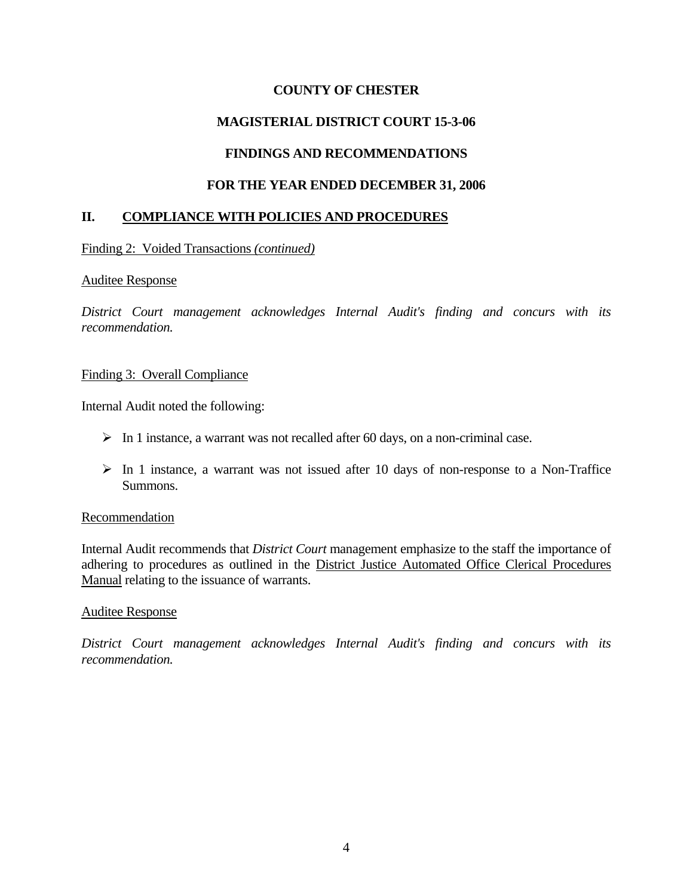**COUNTY OF CHESTER**

**MAGISTERIAL DISTRICT COURT 15-3-06**

**FINDINGS AND RECOMMENDATIONS**

**FOR THE YEAR ENDED DECEMBER 31, 2006**

## II. COMPLIANCE WITH POLICIES AND PROCEDURES

Finding 2: Voided Transactions *(continued)*

Auditee Response

*District Court management acknowledges Internal Audit's finding and concurs with its recommendation.*

Finding 3: Overall Compliance

Internal Audit noted the following:

- In 1 instance, a warrant was not recalled after 60 days, on a non-criminal case.
- In 1 instance, a warrant was not issued after 10 days of non-response to a Non-Traffice Summons.

Recommendation

Internal Audit recommends that *District Court* management emphasize to the staff the importance of adhering to procedures as outlined in the District Justice Automated Office Clerical Procedures Manual relating to the issuance of warrants.

Auditee Response

*District Court management acknowledges Internal Audit's finding and concurs with its recommendation.*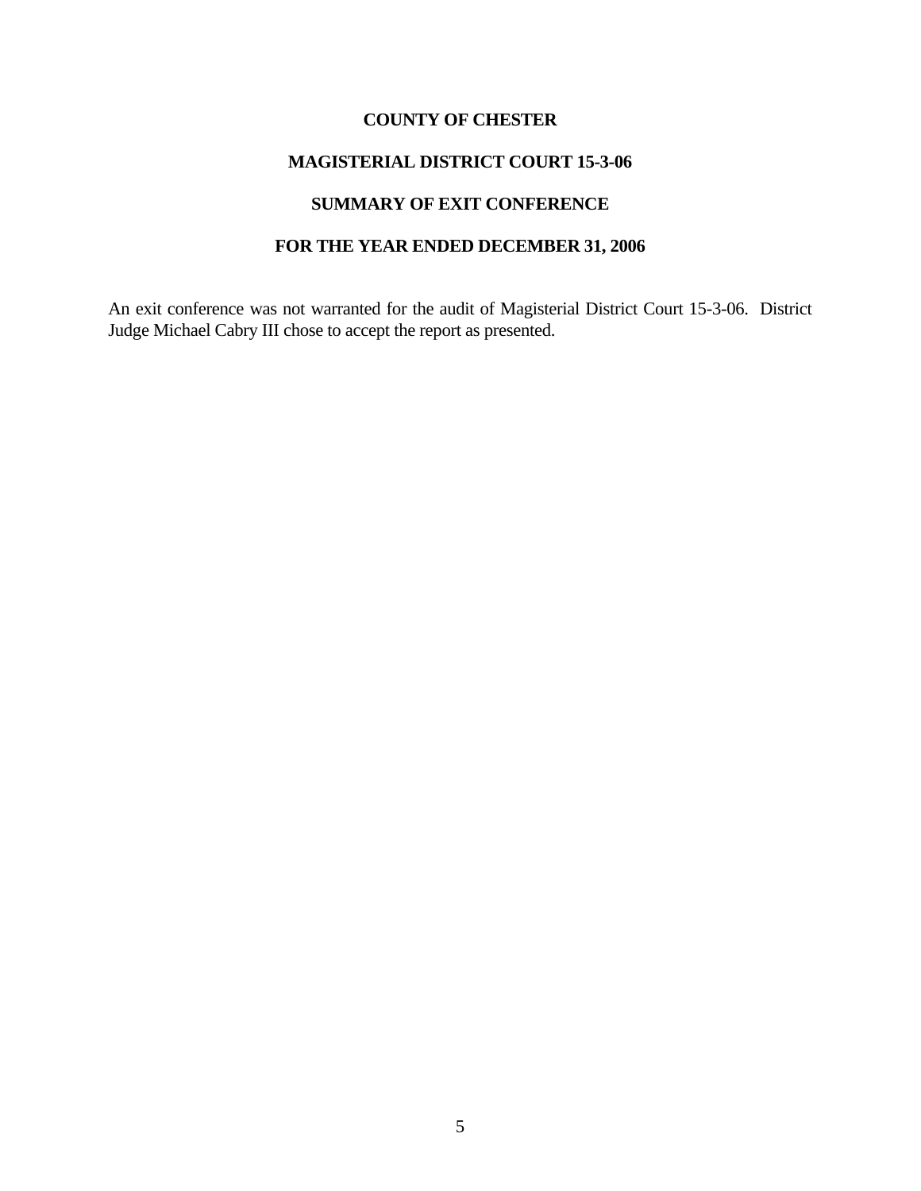# COUNTY OF CHESTER

## MAGISTERIAL DISTRICT COURT 15-3-06

## SUMMARY OF EXIT CONFERENCE

## FOR THE YEAR ENDED DECEMBER 31, 2006

An exit conference was not warranted for the audit of Magisterial District Court 15-3-06. District Judge Michael Cabry III chose to accept the report as presented.